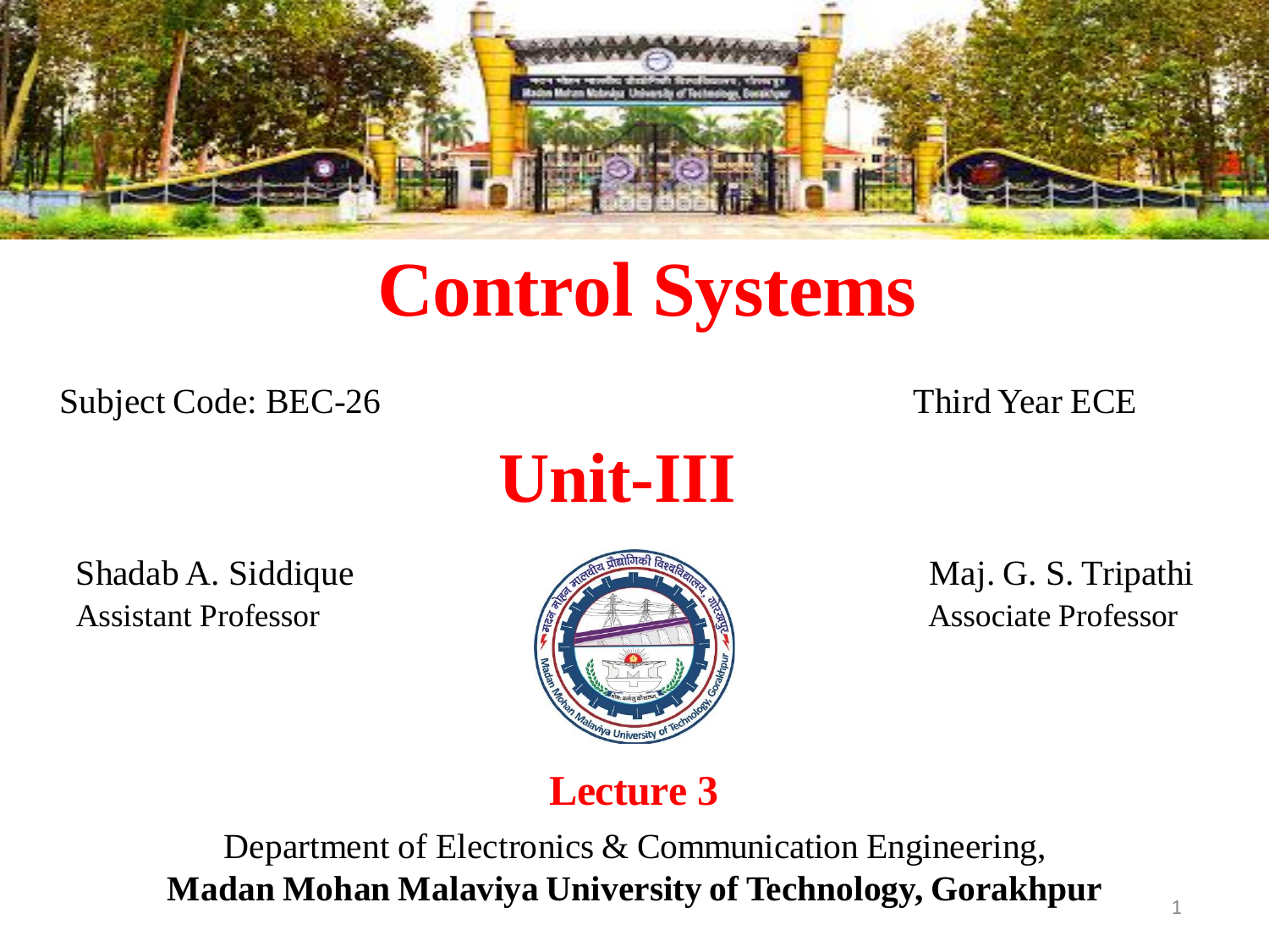# Control Systems

Subject Code: BEC-26

Third Year ECE

## Unit-III

Shadab A. Siddique
Assistant Professor

Maj. G. S. Tripathi
Associate Professor

### Lecture 3

Department of Electronics & Communication Engineering,
**Madan Mohan Malaviya University of Technology, Gorakhpur**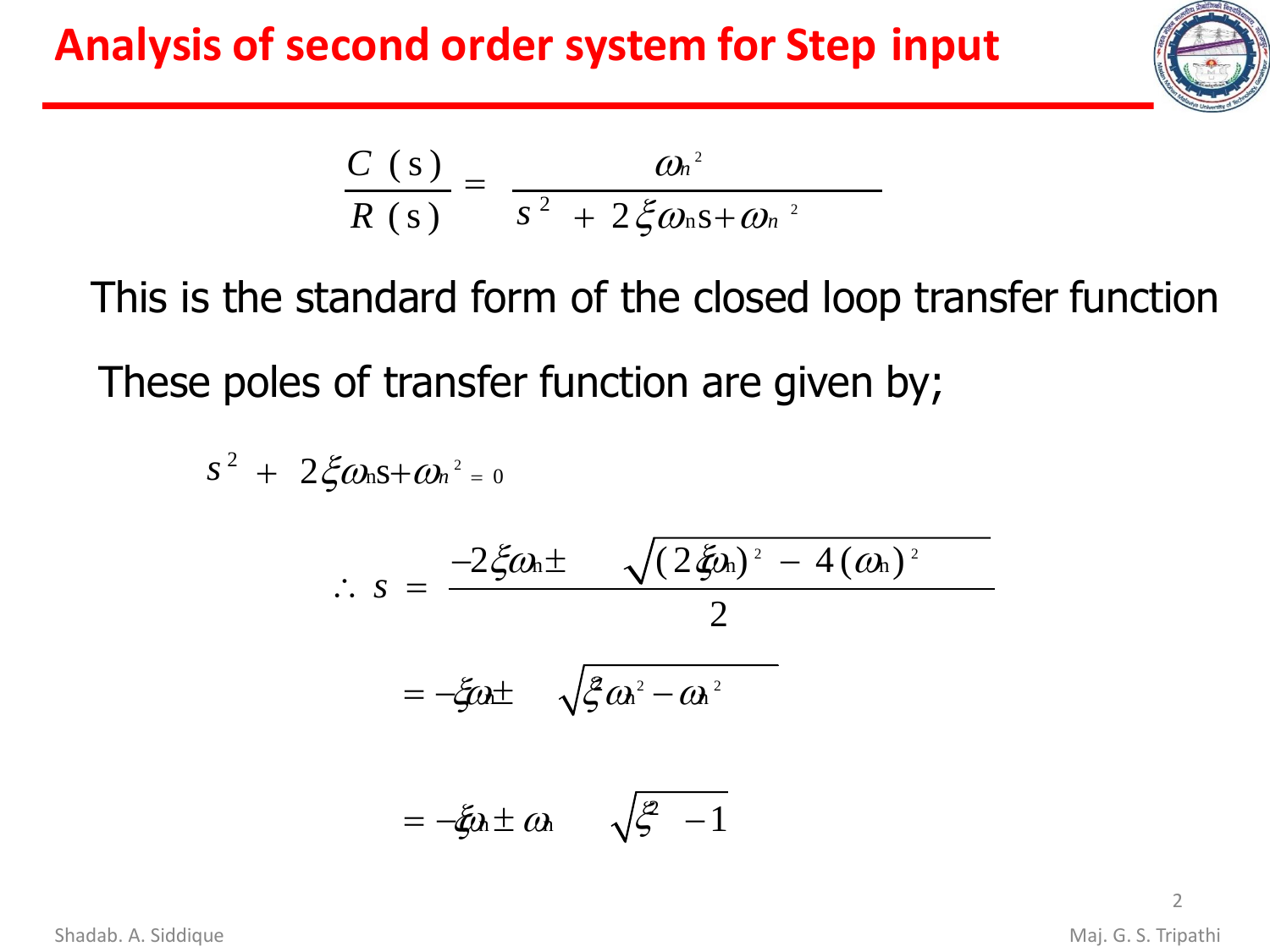# Analysis of second order system for Step input

$$\frac{C(s)}{R(s)} = \frac{\omega_n^2}{s^2 + 2\xi\omega_n s + \omega_n^2}$$

This is the standard form of the closed loop transfer function

These poles of transfer function are given by;

$$s^2 + 2\xi\omega_n s + \omega_n^2 = 0$$

$$\therefore s = \frac{-2\xi\omega_n \pm \sqrt{(2\xi\omega_n)^2 - 4(\omega_n)^2}}{2}$$

$$= -\xi\omega_n \pm \sqrt{\xi^2\omega_n^2 - \omega_n^2}$$

$$= -\xi\omega_n \pm \omega_n\sqrt{\xi^2 - 1}$$

Shadab. A. Siddique

Maj. G. S. Tripathi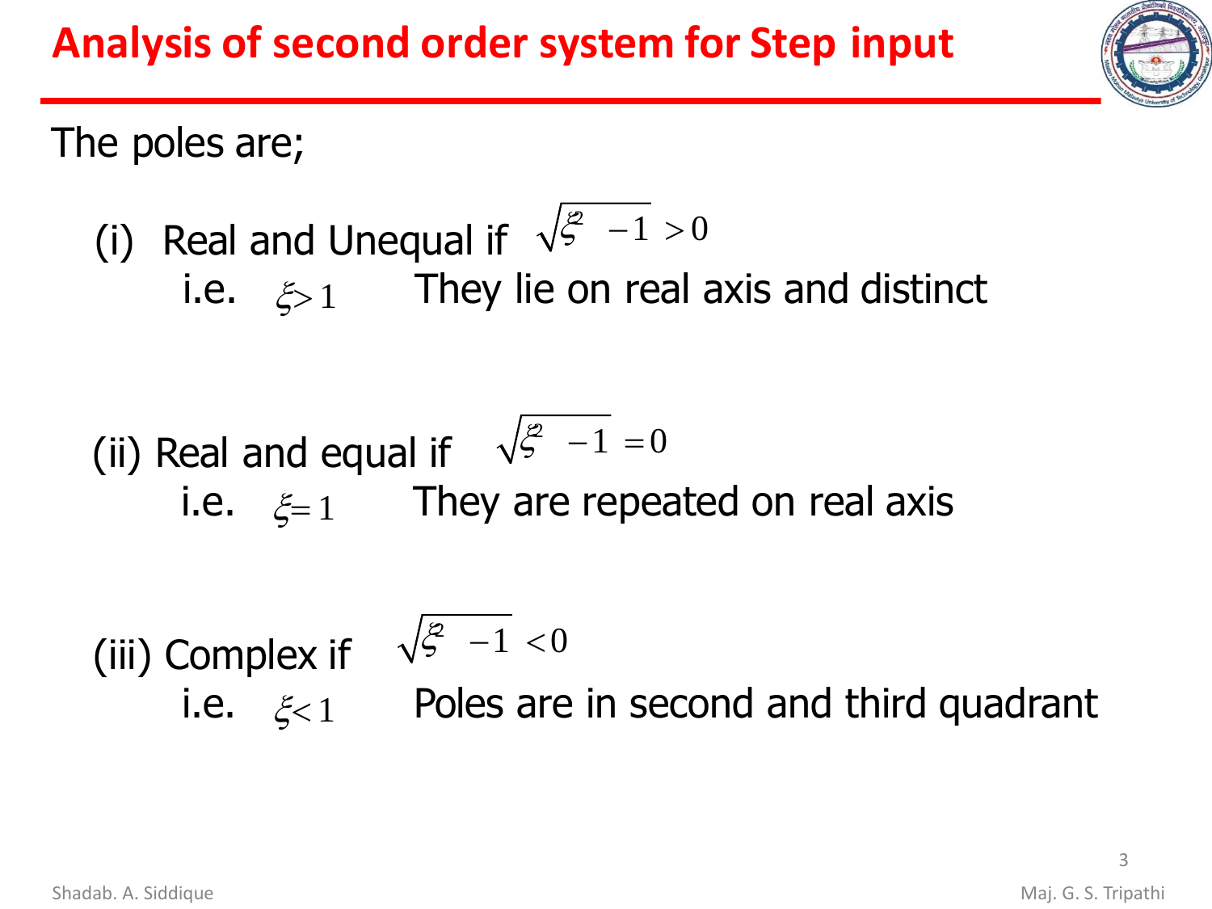# Analysis of second order system for Step input

The poles are;

(i) Real and Unequal if $\sqrt{\xi^2 - 1} > 0$

i.e. $\xi > 1$ They lie on real axis and distinct

(ii) Real and equal if $\sqrt{\xi^2 - 1} = 0$

i.e. $\xi = 1$ They are repeated on real axis

(iii) Complex if $\sqrt{\xi^2 - 1} < 0$

i.e. $\xi < 1$ Poles are in second and third quadrant

Shadab. A. Siddique

Maj. G. S. Tripathi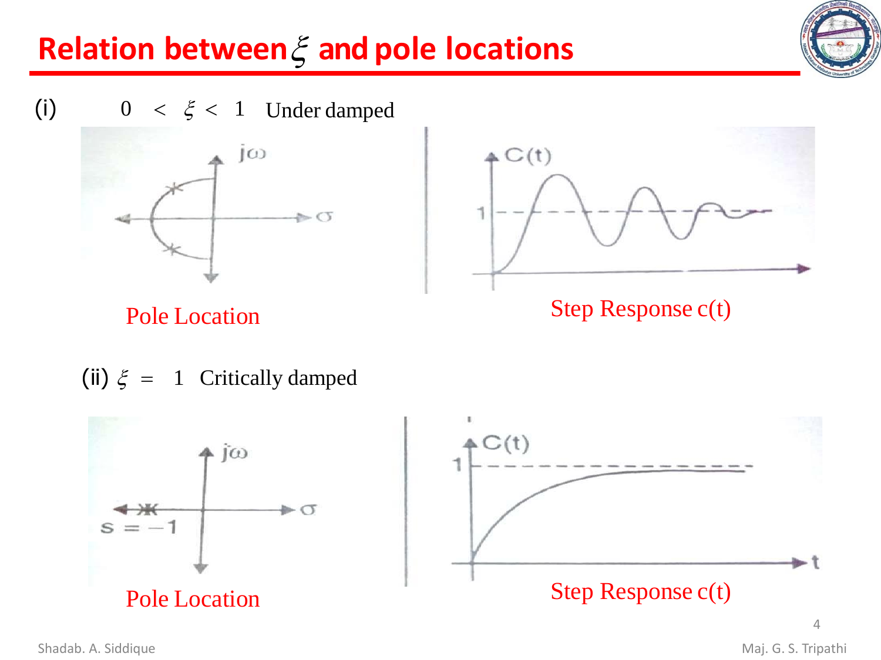# Relation between $\xi$ and pole locations

(i) $0 < \xi < 1$ Under damped

Pole Location

Step Response c(t)

(ii) $\xi = 1$ Critically damped

Pole Location

Step Response c(t)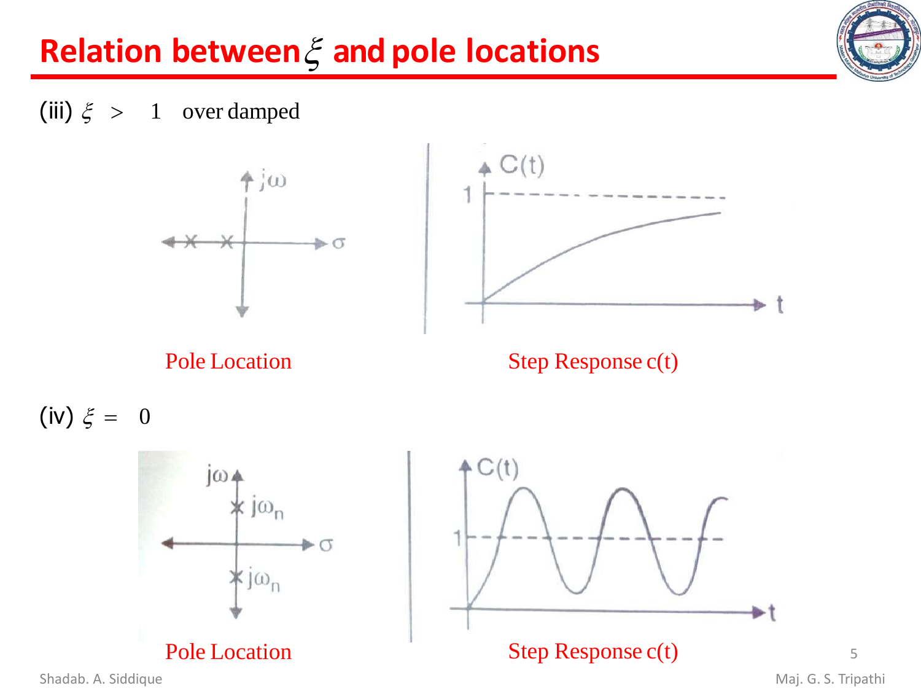# Relation between $\xi$ and pole locations

(iii) $\xi > 1$ over damped

Pole Location

Step Response c(t)

(iv) $\xi = 0$

Pole Location

Step Response c(t)

Shadab. A. Siddique

Maj. G. S. Tripathi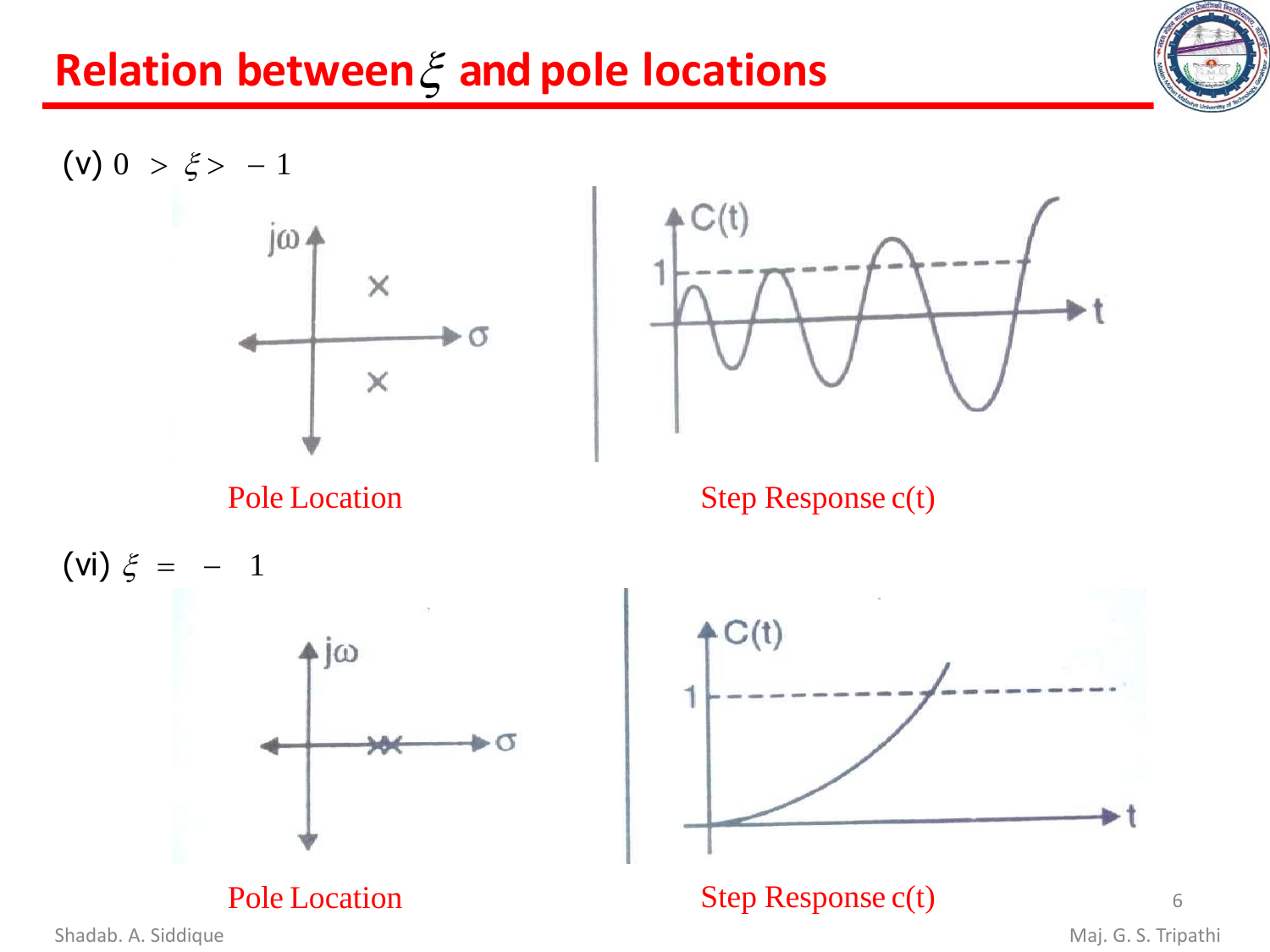# Relation between $\xi$ and pole locations

(v) $0 > \xi > -1$

Pole Location

Step Response c(t)

(vi) $\xi = -1$

Pole Location

Step Response c(t)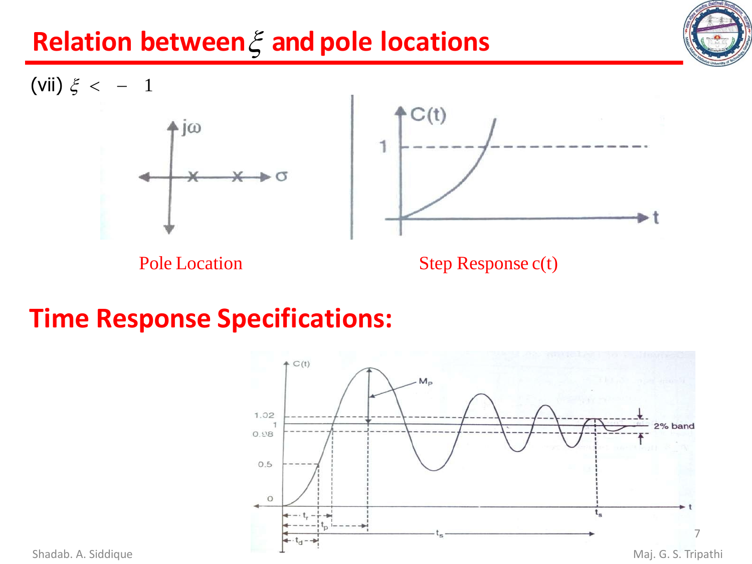## Relation between $\xi$ and pole locations

(vii) $\xi < -1$

Pole Location

Step Response c(t)

## Time Response Specifications: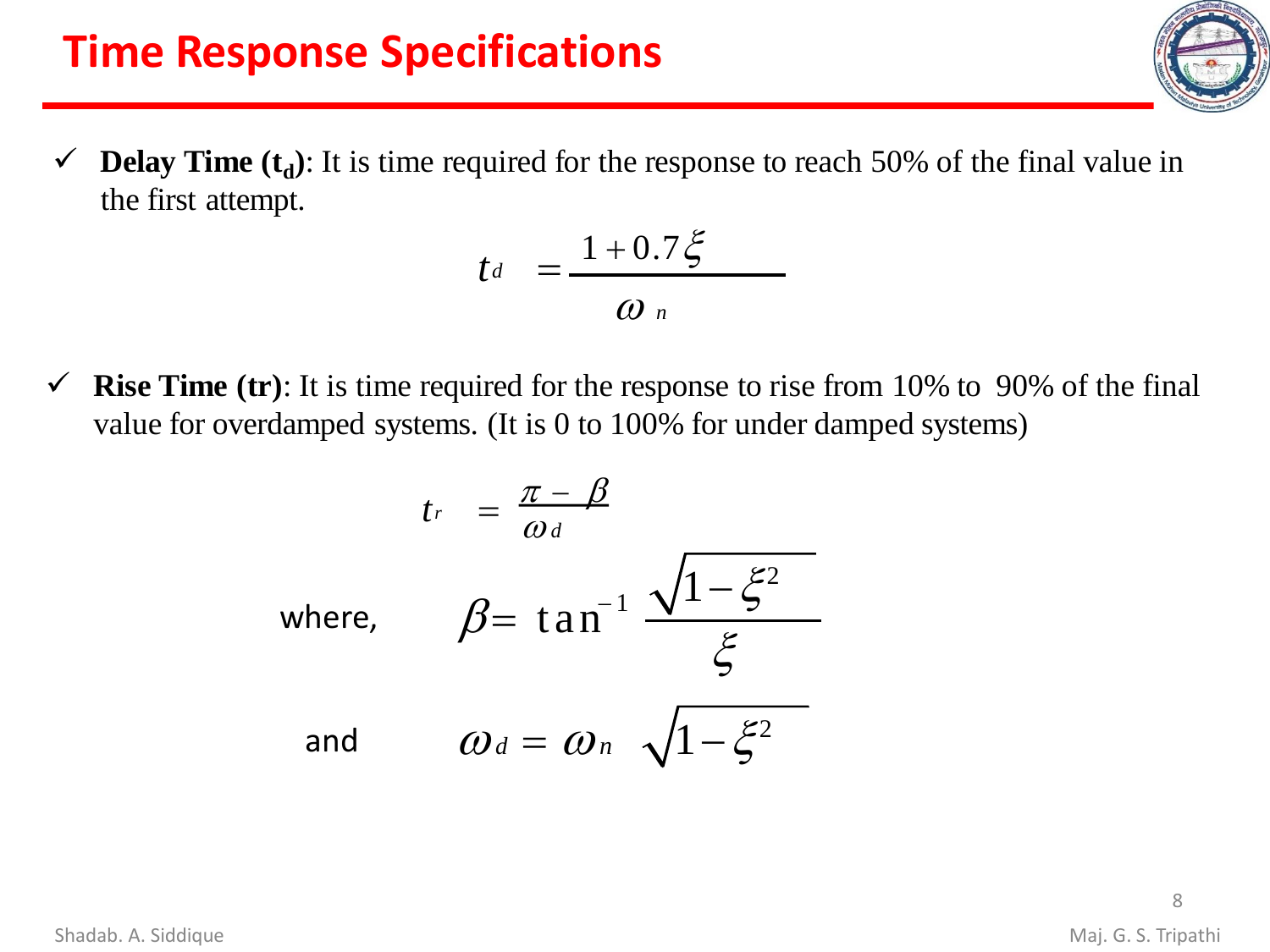## Time Response Specifications

- ✓ **Delay Time ($t_d$)**: It is time required for the response to reach 50% of the final value in the first attempt.

$$t_d = \frac{1 + 0.7\xi}{\omega_n}$$

- ✓ **Rise Time (tr)**: It is time required for the response to rise from 10% to 90% of the final value for overdamped systems. (It is 0 to 100% for under damped systems)

$$t_r = \frac{\pi - \beta}{\omega_d}$$

where,
$$\beta = \tan^{-1} \frac{\sqrt{1-\xi^2}}{\xi}$$

and
$$\omega_d = \omega_n \sqrt{1-\xi^2}$$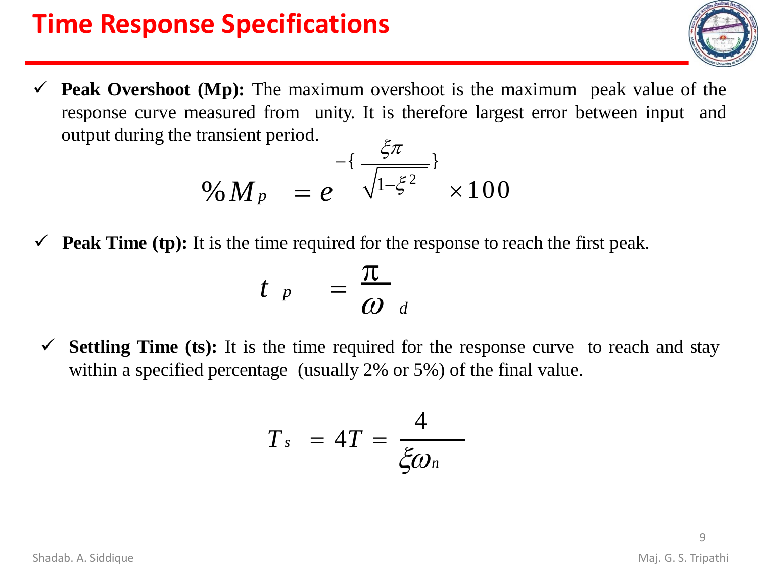# Time Response Specifications

- **Peak Overshoot (Mp):** The maximum overshoot is the maximum peak value of the response curve measured from unity. It is therefore largest error between input and output during the transient period.

$$\%M_p = e^{-\left\{\frac{\xi\pi}{\sqrt{1-\xi^2}}\right\}} \times 100$$

- **Peak Time (tp):** It is the time required for the response to reach the first peak.

$$t_p = \frac{\pi}{\omega_d}$$

- **Settling Time (ts):** It is the time required for the response curve to reach and stay within a specified percentage (usually 2% or 5%) of the final value.

$$T_s = 4T = \frac{4}{\xi\omega_n}$$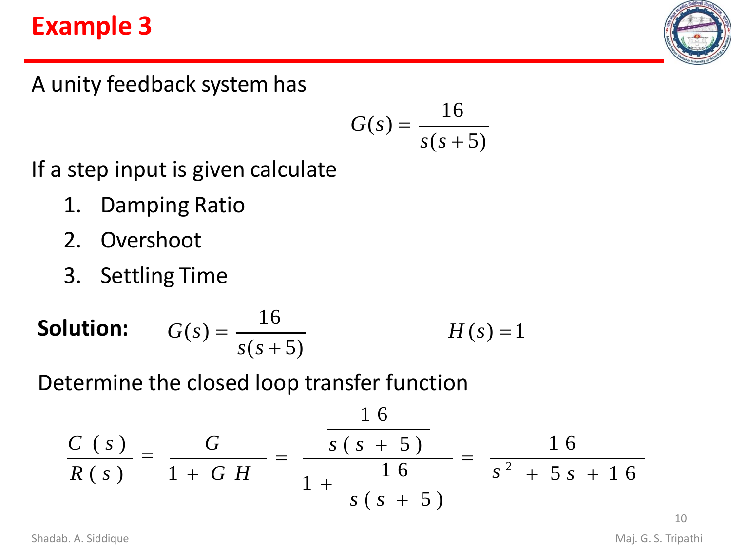# Example 3

A unity feedback system has

$$G(s) = \frac{16}{s(s+5)}$$

If a step input is given calculate

1. Damping Ratio
2. Overshoot
3. Settling Time

**Solution:** $G(s) = \dfrac{16}{s(s+5)}$ $\qquad H(s) = 1$

Determine the closed loop transfer function

$$\frac{C(s)}{R(s)} = \frac{G}{1+GH} = \frac{\dfrac{16}{s(s+5)}}{1+\dfrac{16}{s(s+5)}} = \frac{16}{s^2+5s+16}$$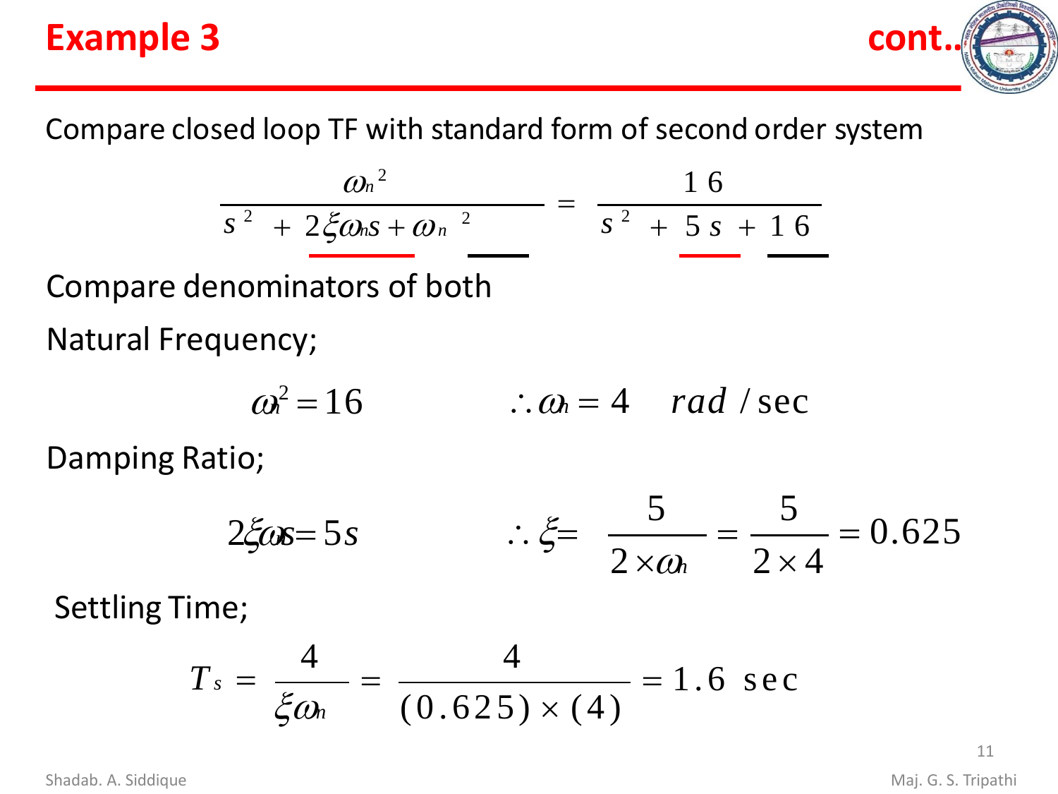# Example 3 cont..

Compare closed loop TF with standard form of second order system

$$\frac{\omega_n^2}{s^2 + 2\xi\omega_n s + \omega_n^2} = \frac{16}{s^2 + 5s + 16}$$

Compare denominators of both

Natural Frequency;

$$\omega_n^2 = 16 \qquad \therefore \omega_n = 4 \quad rad/\sec$$

Damping Ratio;

$$2\xi\omega_n s = 5s \qquad \therefore \xi = \frac{5}{2\times\omega_n} = \frac{5}{2\times 4} = 0.625$$

Settling Time;

$$T_s = \frac{4}{\xi\omega_n} = \frac{4}{(0.625)\times(4)} = 1.6 \text{ sec}$$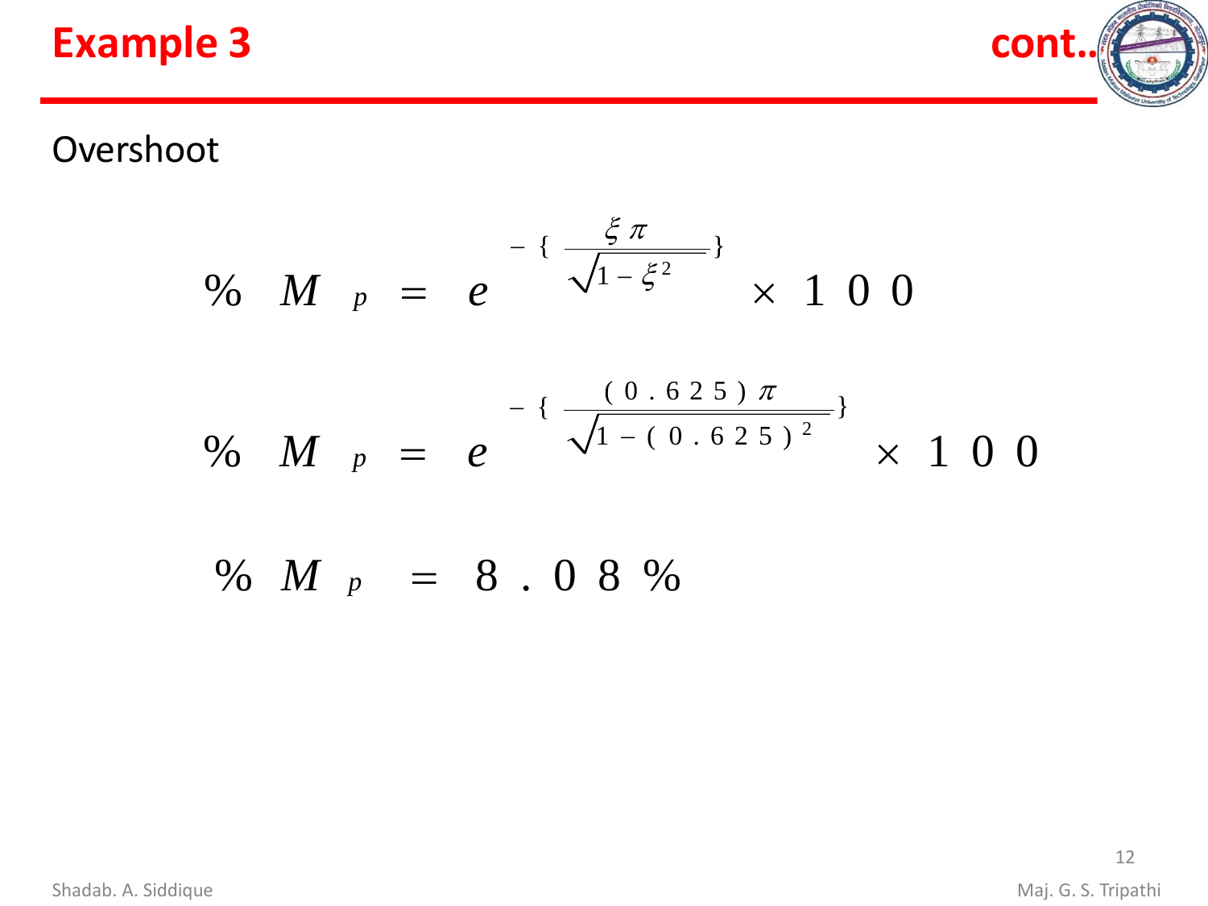# Example 3

cont..

Overshoot

$$\% M_p = e^{-\left\{\frac{\xi \pi}{\sqrt{1-\xi^2}}\right\}} \times 100$$

$$\% M_p = e^{-\left\{\frac{(0.625)\pi}{\sqrt{1-(0.625)^2}}\right\}} \times 100$$

$$\% M_p = 8.08\%$$

Shadab. A. Siddique

Maj. G. S. Tripathi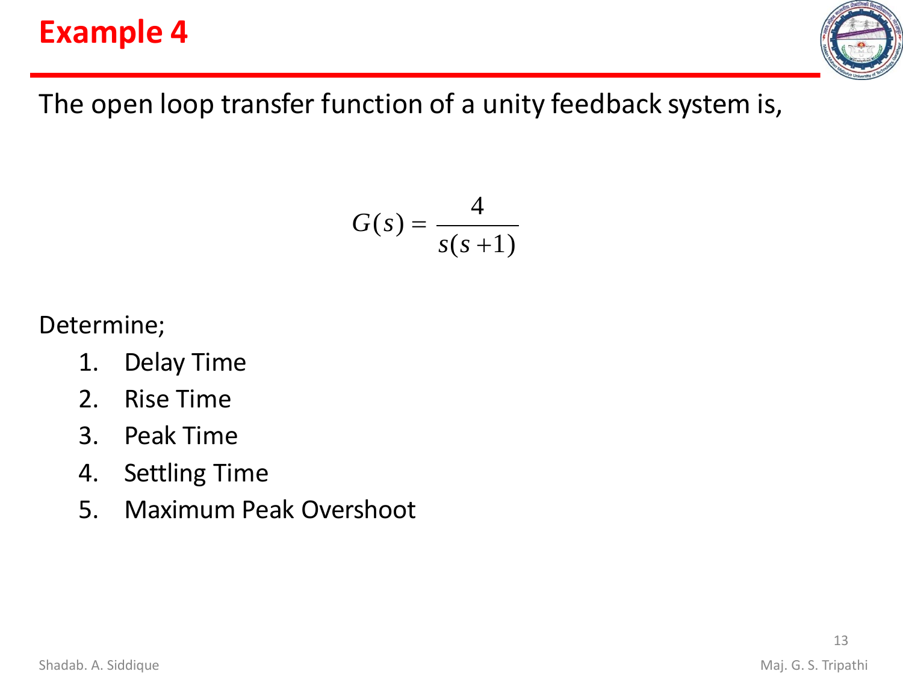# Example 4

The open loop transfer function of a unity feedback system is,

$$G(s) = \frac{4}{s(s+1)}$$

Determine;

1. Delay Time
2. Rise Time
3. Peak Time
4. Settling Time
5. Maximum Peak Overshoot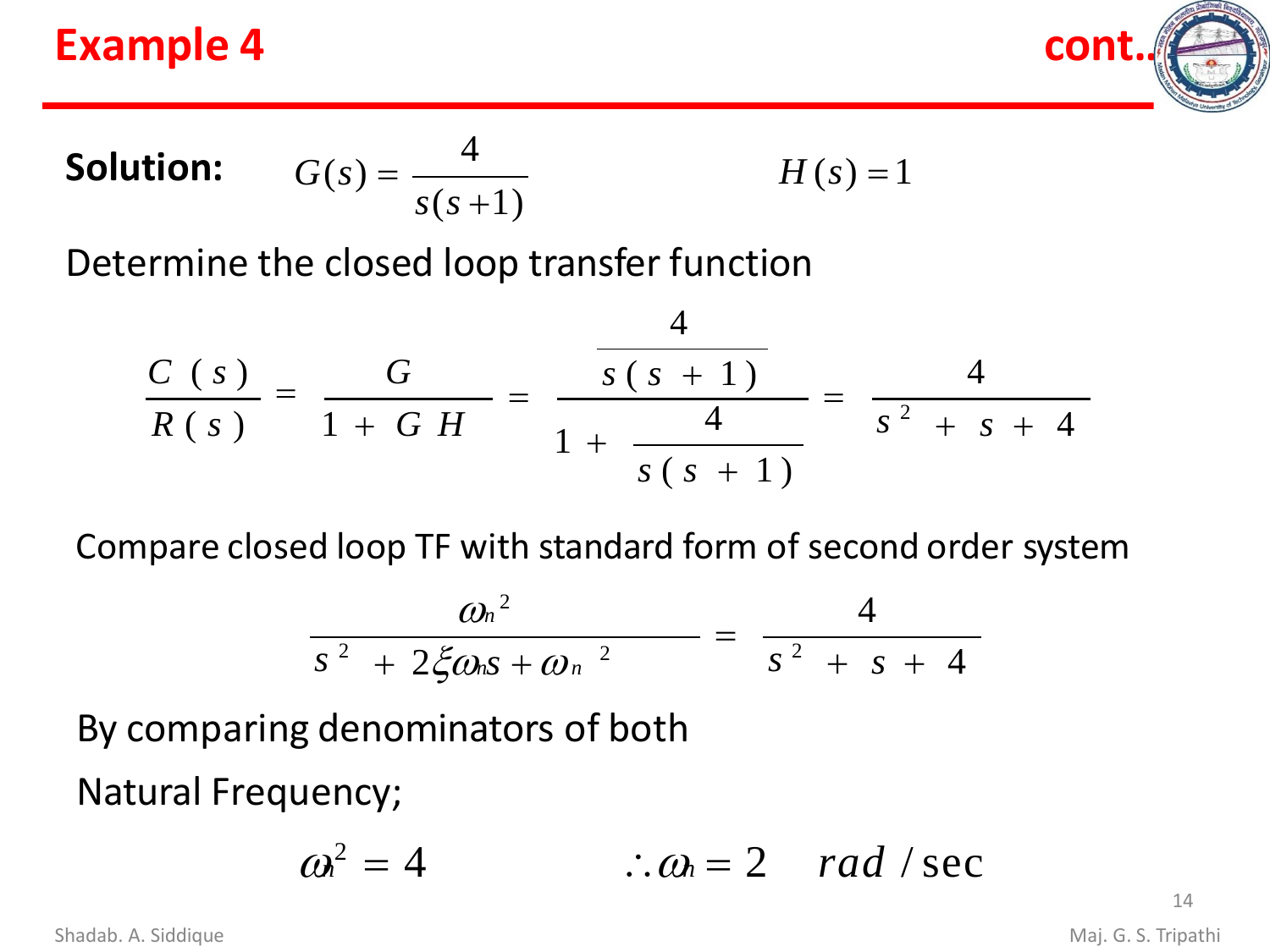## Example 4 cont..

**Solution:** $G(s) = \dfrac{4}{s(s+1)}$ $H(s) = 1$

Determine the closed loop transfer function

$$\frac{C(s)}{R(s)} = \frac{G}{1+GH} = \frac{\dfrac{4}{s(s+1)}}{1+\dfrac{4}{s(s+1)}} = \frac{4}{s^2+s+4}$$

Compare closed loop TF with standard form of second order system

$$\frac{\omega_n^2}{s^2 + 2\xi\omega_n s + \omega_n^2} = \frac{4}{s^2+s+4}$$

By comparing denominators of both

Natural Frequency;

$$\omega_n^2 = 4 \qquad \therefore \omega_n = 2 \quad rad/\sec$$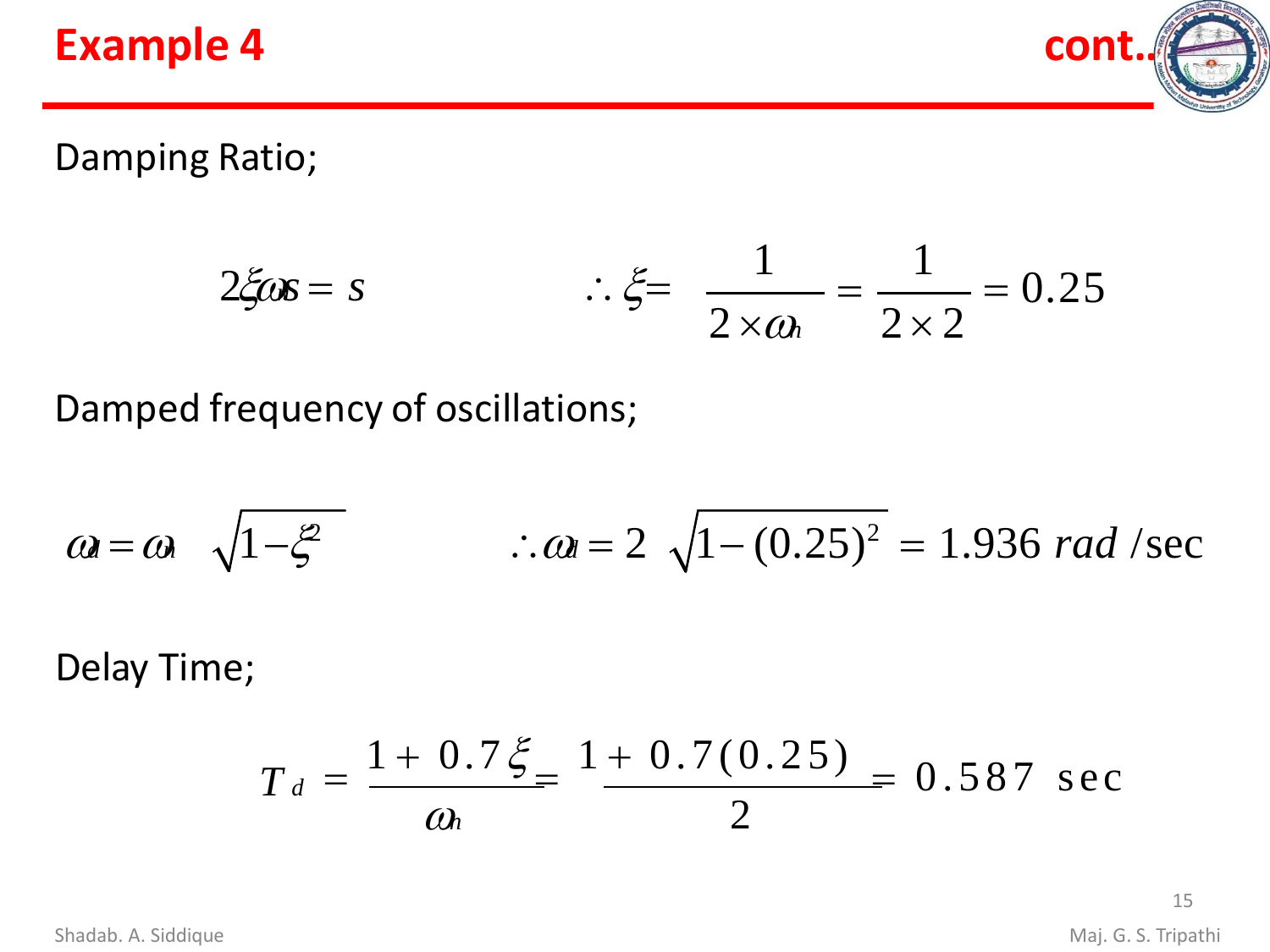## Example 4 cont..

Damping Ratio;

$$2\xi\omega_n s = s \qquad \therefore \xi = \frac{1}{2\times\omega_n} = \frac{1}{2\times 2} = 0.25$$

Damped frequency of oscillations;

$$\omega_d = \omega_n \sqrt{1-\xi^2} \qquad \therefore \omega_d = 2\sqrt{1-(0.25)^2} = 1.936\ rad/\sec$$

Delay Time;

$$T_d = \frac{1+0.7\xi}{\omega_n} = \frac{1+0.7(0.25)}{2} = 0.587\ \sec$$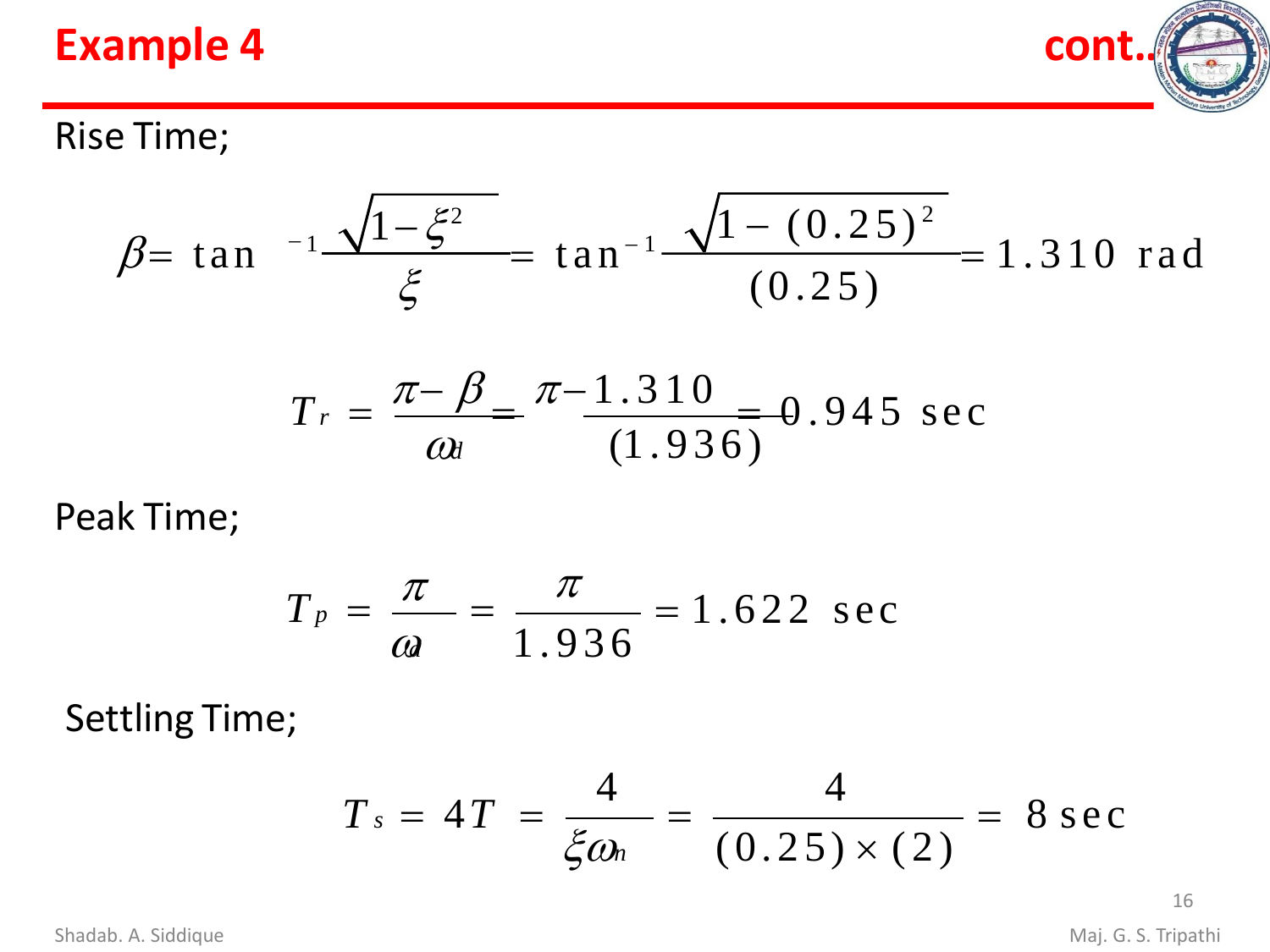# Example 4 cont..

Rise Time;

$$\beta = \tan^{-1}\frac{\sqrt{1-\xi^2}}{\xi} = \tan^{-1}\frac{\sqrt{1-(0.25)^2}}{(0.25)} = 1.310 \text{ rad}$$

$$T_r = \frac{\pi - \beta}{\omega_d} = \frac{\pi - 1.310}{(1.936)} = 0.945 \text{ sec}$$

Peak Time;

$$T_p = \frac{\pi}{\omega_d} = \frac{\pi}{1.936} = 1.622 \text{ sec}$$

Settling Time;

$$T_s = 4T = \frac{4}{\xi\omega_n} = \frac{4}{(0.25)\times(2)} = 8 \text{ sec}$$

Shadab. A. Siddique

Maj. G. S. Tripathi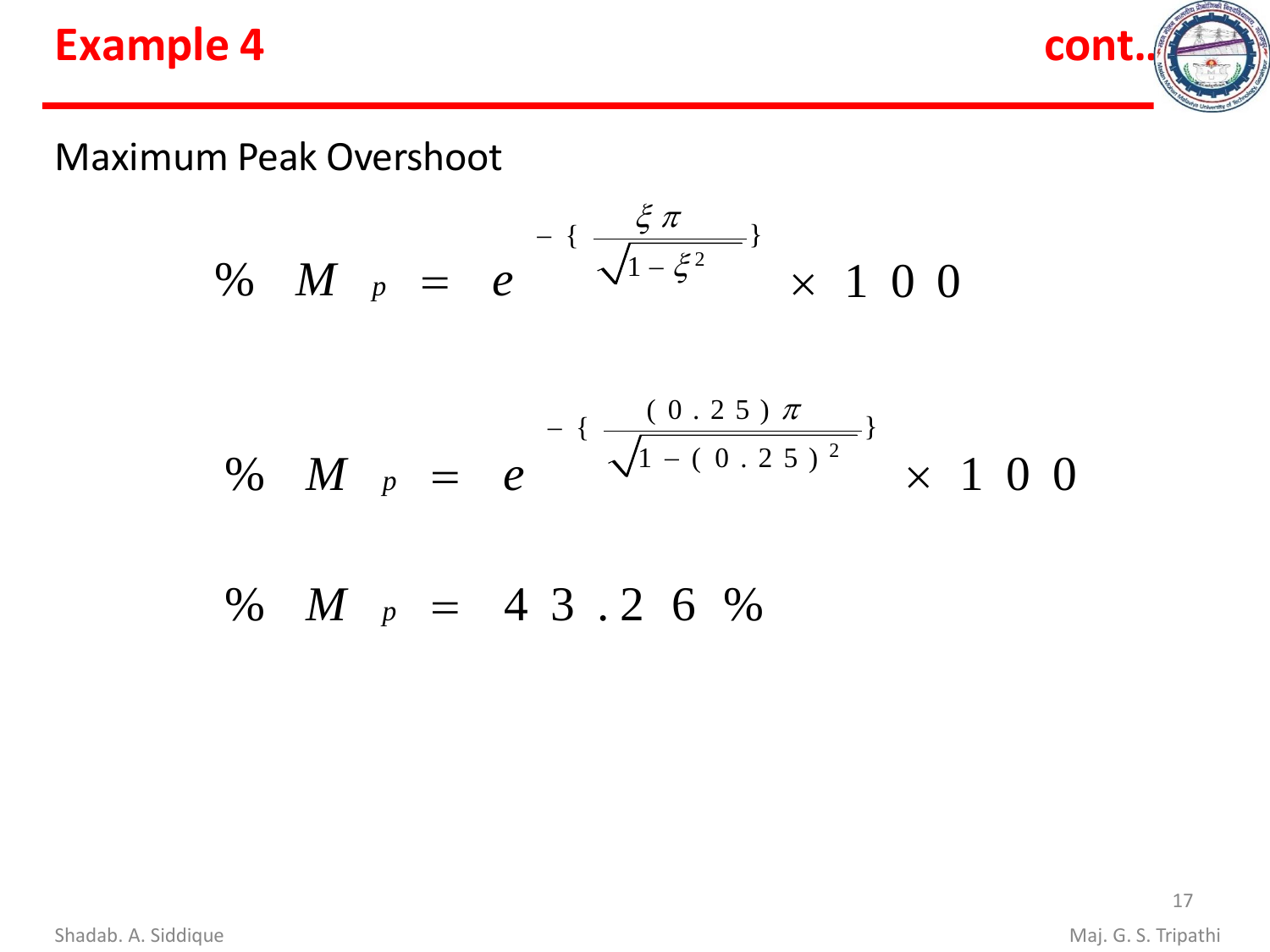# Example 4

cont..

Maximum Peak Overshoot

$$\% M_p = e^{-\left\{\frac{\xi \pi}{\sqrt{1-\xi^2}}\right\}} \times 100$$

$$\% M_p = e^{-\left\{\frac{(0.25)\pi}{\sqrt{1-(0.25)^2}}\right\}} \times 100$$

$$\% M_p = 43.26\%$$